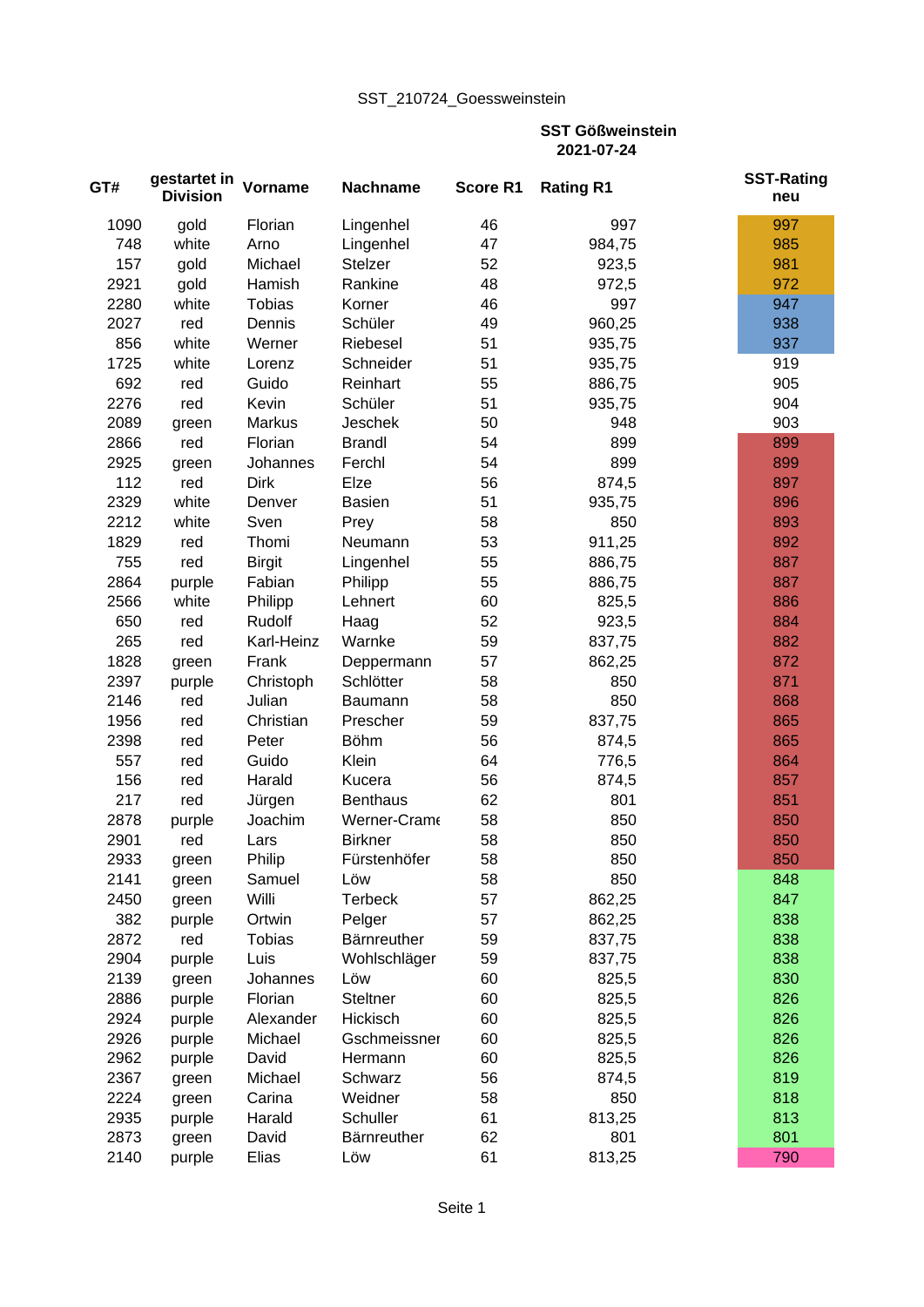SST_210724_Goessweinstein

**SST Gößweinstein**
**2021-07-24**

| GT# | gestartet in Division | Vorname | Nachname | Score R1 | Rating R1 | SST-Rating neu |
|---|---|---|---|---|---|---|
| 1090 | gold | Florian | Lingenhel | 46 | 997 | 997 |
| 748 | white | Arno | Lingenhel | 47 | 984,75 | 985 |
| 157 | gold | Michael | Stelzer | 52 | 923,5 | 981 |
| 2921 | gold | Hamish | Rankine | 48 | 972,5 | 972 |
| 2280 | white | Tobias | Korner | 46 | 997 | 947 |
| 2027 | red | Dennis | Schüler | 49 | 960,25 | 938 |
| 856 | white | Werner | Riebesel | 51 | 935,75 | 937 |
| 1725 | white | Lorenz | Schneider | 51 | 935,75 | 919 |
| 692 | red | Guido | Reinhart | 55 | 886,75 | 905 |
| 2276 | red | Kevin | Schüler | 51 | 935,75 | 904 |
| 2089 | green | Markus | Jeschek | 50 | 948 | 903 |
| 2866 | red | Florian | Brandl | 54 | 899 | 899 |
| 2925 | green | Johannes | Ferchl | 54 | 899 | 899 |
| 112 | red | Dirk | Elze | 56 | 874,5 | 897 |
| 2329 | white | Denver | Basien | 51 | 935,75 | 896 |
| 2212 | white | Sven | Prey | 58 | 850 | 893 |
| 1829 | red | Thomi | Neumann | 53 | 911,25 | 892 |
| 755 | red | Birgit | Lingenhel | 55 | 886,75 | 887 |
| 2864 | purple | Fabian | Philipp | 55 | 886,75 | 887 |
| 2566 | white | Philipp | Lehnert | 60 | 825,5 | 886 |
| 650 | red | Rudolf | Haag | 52 | 923,5 | 884 |
| 265 | red | Karl-Heinz | Warnke | 59 | 837,75 | 882 |
| 1828 | green | Frank | Deppermann | 57 | 862,25 | 872 |
| 2397 | purple | Christoph | Schlötter | 58 | 850 | 871 |
| 2146 | red | Julian | Baumann | 58 | 850 | 868 |
| 1956 | red | Christian | Prescher | 59 | 837,75 | 865 |
| 2398 | red | Peter | Böhm | 56 | 874,5 | 865 |
| 557 | red | Guido | Klein | 64 | 776,5 | 864 |
| 156 | red | Harald | Kucera | 56 | 874,5 | 857 |
| 217 | red | Jürgen | Benthaus | 62 | 801 | 851 |
| 2878 | purple | Joachim | Werner-Crame | 58 | 850 | 850 |
| 2901 | red | Lars | Birkner | 58 | 850 | 850 |
| 2933 | green | Philip | Fürstenhöfer | 58 | 850 | 850 |
| 2141 | green | Samuel | Löw | 58 | 850 | 848 |
| 2450 | green | Willi | Terbeck | 57 | 862,25 | 847 |
| 382 | purple | Ortwin | Pelger | 57 | 862,25 | 838 |
| 2872 | red | Tobias | Bärnreuther | 59 | 837,75 | 838 |
| 2904 | purple | Luis | Wohlschläger | 59 | 837,75 | 838 |
| 2139 | green | Johannes | Löw | 60 | 825,5 | 830 |
| 2886 | purple | Florian | Steltner | 60 | 825,5 | 826 |
| 2924 | purple | Alexander | Hickisch | 60 | 825,5 | 826 |
| 2926 | purple | Michael | Gschmeissner | 60 | 825,5 | 826 |
| 2962 | purple | David | Hermann | 60 | 825,5 | 826 |
| 2367 | green | Michael | Schwarz | 56 | 874,5 | 819 |
| 2224 | green | Carina | Weidner | 58 | 850 | 818 |
| 2935 | purple | Harald | Schuller | 61 | 813,25 | 813 |
| 2873 | green | David | Bärnreuther | 62 | 801 | 801 |
| 2140 | purple | Elias | Löw | 61 | 813,25 | 790 |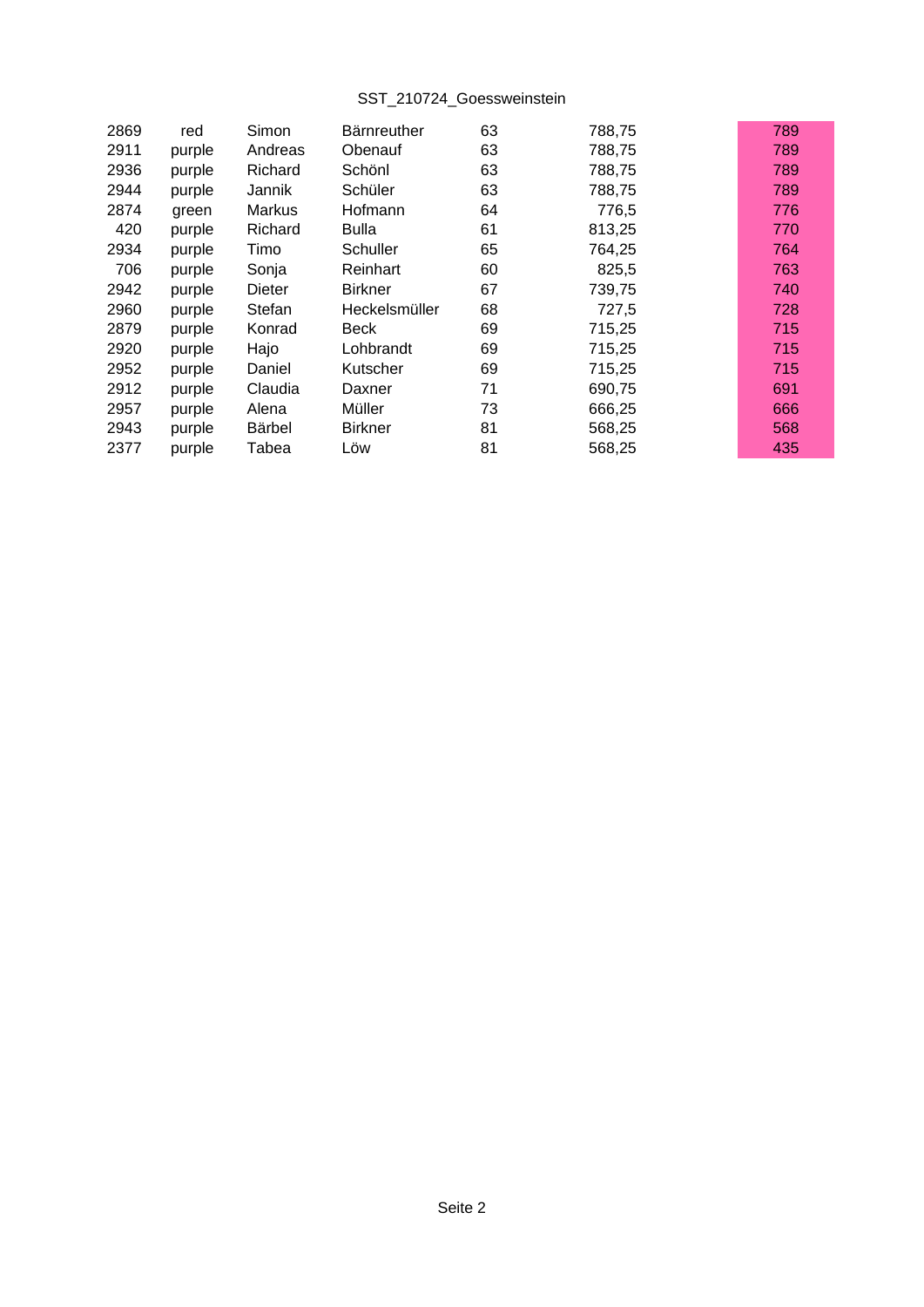SST_210724_Goessweinstein

| | | | | | | |
|---|---|---|---|---|---|---|
| 2869 | red | Simon | Bärnreuther | 63 | 788,75 | 789 |
| 2911 | purple | Andreas | Obenauf | 63 | 788,75 | 789 |
| 2936 | purple | Richard | Schönl | 63 | 788,75 | 789 |
| 2944 | purple | Jannik | Schüler | 63 | 788,75 | 789 |
| 2874 | green | Markus | Hofmann | 64 | 776,5 | 776 |
| 420 | purple | Richard | Bulla | 61 | 813,25 | 770 |
| 2934 | purple | Timo | Schuller | 65 | 764,25 | 764 |
| 706 | purple | Sonja | Reinhart | 60 | 825,5 | 763 |
| 2942 | purple | Dieter | Birkner | 67 | 739,75 | 740 |
| 2960 | purple | Stefan | Heckelsmüller | 68 | 727,5 | 728 |
| 2879 | purple | Konrad | Beck | 69 | 715,25 | 715 |
| 2920 | purple | Hajo | Lohbrandt | 69 | 715,25 | 715 |
| 2952 | purple | Daniel | Kutscher | 69 | 715,25 | 715 |
| 2912 | purple | Claudia | Daxner | 71 | 690,75 | 691 |
| 2957 | purple | Alena | Müller | 73 | 666,25 | 666 |
| 2943 | purple | Bärbel | Birkner | 81 | 568,25 | 568 |
| 2377 | purple | Tabea | Löw | 81 | 568,25 | 435 |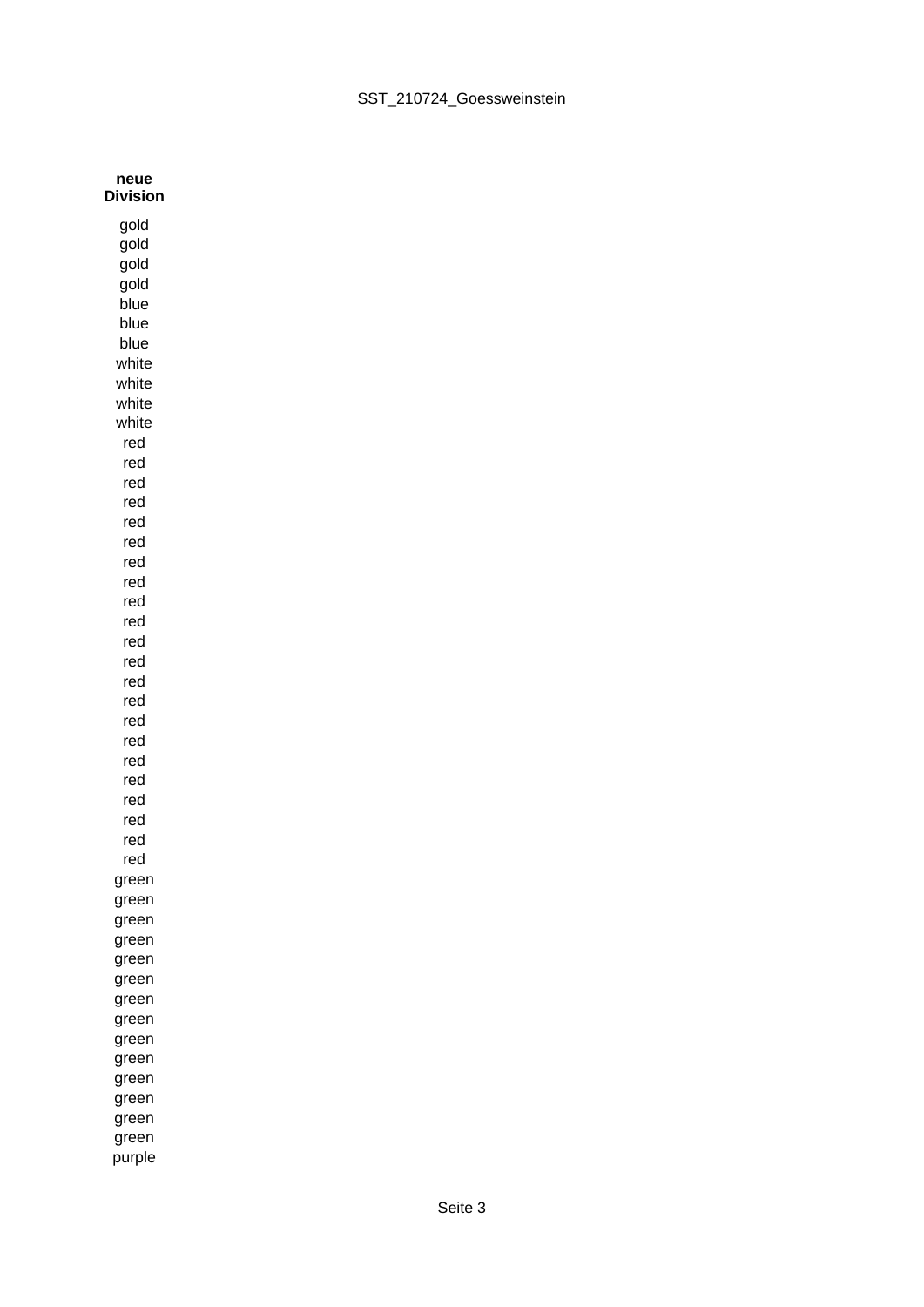| neue Division |
|---|
| gold |
| gold |
| gold |
| gold |
| blue |
| blue |
| blue |
| white |
| white |
| white |
| white |
| red |
| red |
| red |
| red |
| red |
| red |
| red |
| red |
| red |
| red |
| red |
| red |
| red |
| red |
| red |
| red |
| red |
| red |
| red |
| red |
| red |
| red |
| green |
| green |
| green |
| green |
| green |
| green |
| green |
| green |
| green |
| green |
| green |
| green |
| green |
| green |
| purple |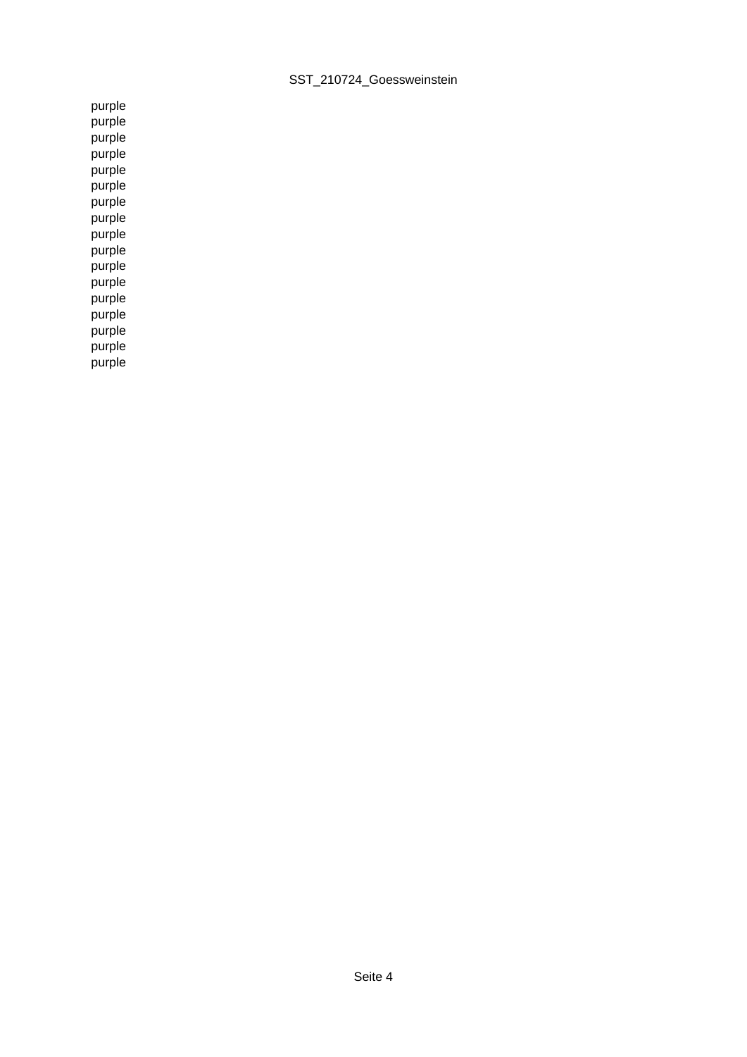purple
purple
purple
purple
purple
purple
purple
purple
purple
purple
purple
purple
purple
purple
purple
purple
purple